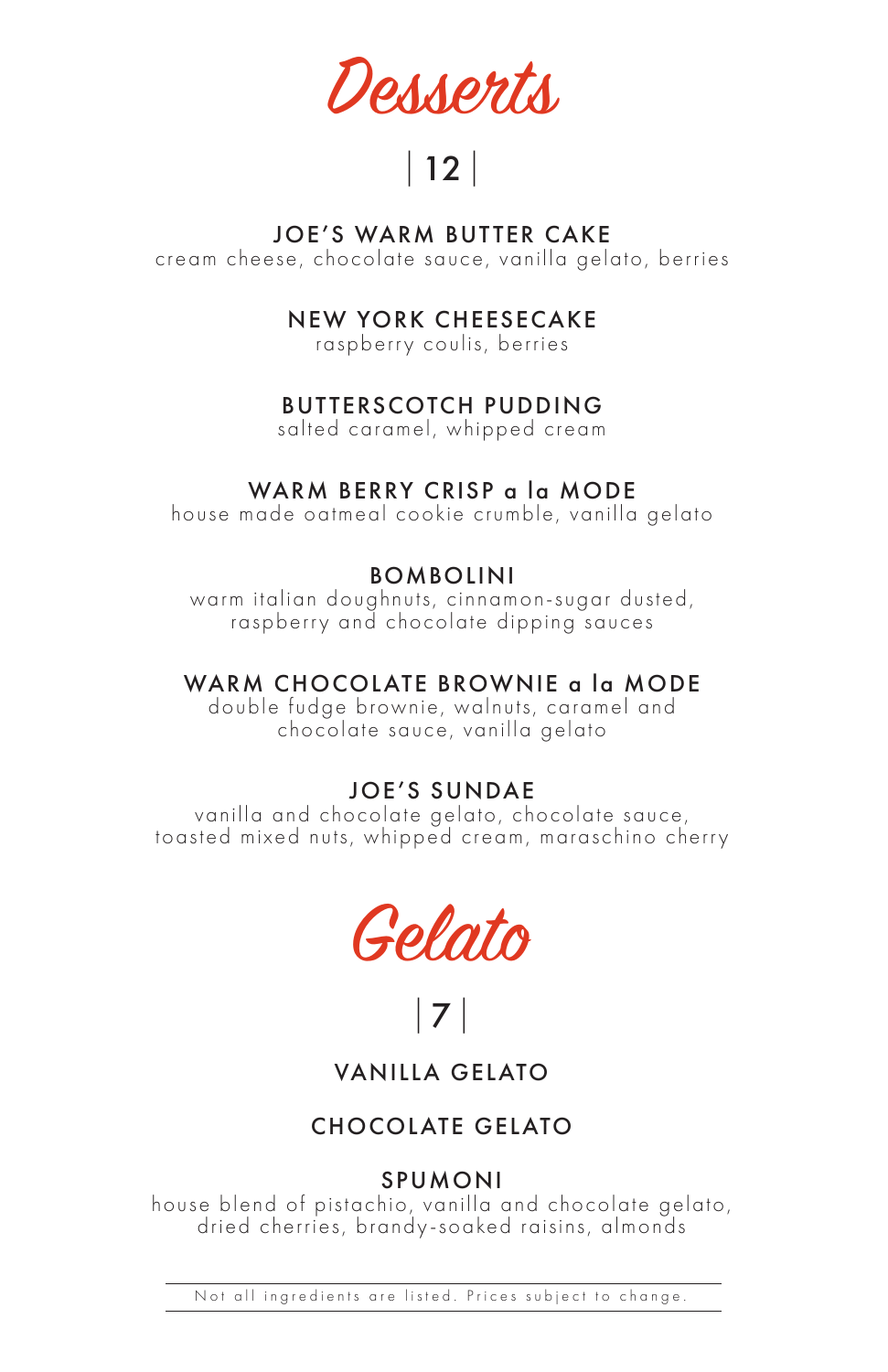# Desserts

| 12 |

### JOE'S WARM BUTTER CAKE
cream cheese, chocolate sauce, vanilla gelato, berries

### NEW YORK CHEESECAKE
raspberry coulis, berries

### BUTTERSCOTCH PUDDING
salted caramel, whipped cream

### WARM BERRY CRISP a la MODE
house made oatmeal cookie crumble, vanilla gelato

### BOMBOLINI
warm italian doughnuts, cinnamon-sugar dusted, raspberry and chocolate dipping sauces

### WARM CHOCOLATE BROWNIE a la MODE
double fudge brownie, walnuts, caramel and chocolate sauce, vanilla gelato

### JOE'S SUNDAE
vanilla and chocolate gelato, chocolate sauce, toasted mixed nuts, whipped cream, maraschino cherry

# Gelato

| 7 |

### VANILLA GELATO

### CHOCOLATE GELATO

### SPUMONI
house blend of pistachio, vanilla and chocolate gelato, dried cherries, brandy-soaked raisins, almonds

---

Not all ingredients are listed. Prices subject to change.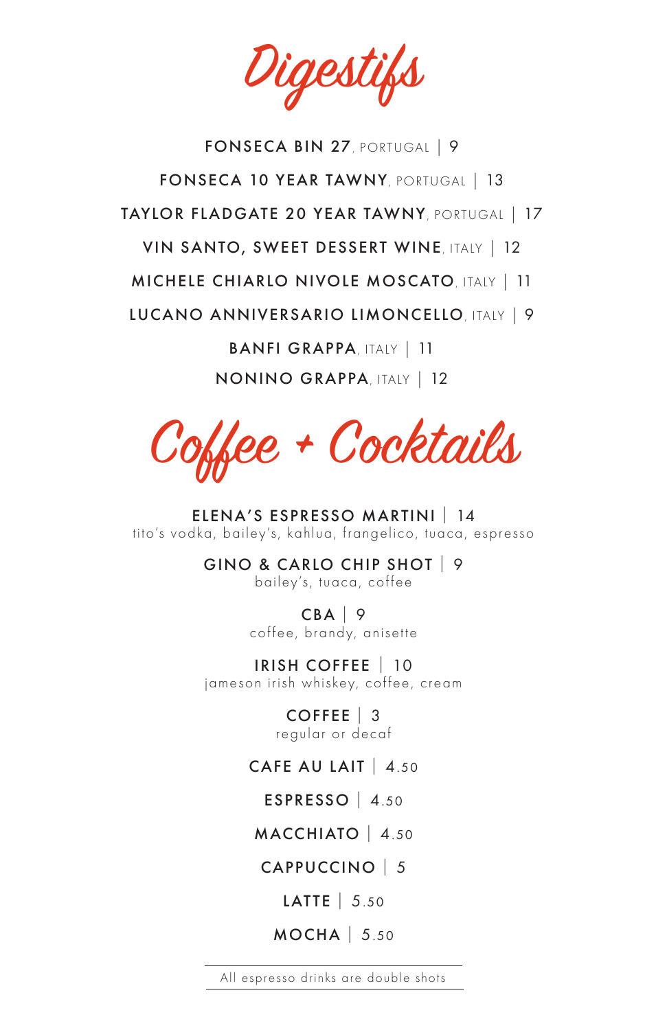# Digestifs

**FONSECA BIN 27**, PORTUGAL | 9

**FONSECA 10 YEAR TAWNY**, PORTUGAL | 13

**TAYLOR FLADGATE 20 YEAR TAWNY**, PORTUGAL | 17

**VIN SANTO, SWEET DESSERT WINE**, ITALY | 12

**MICHELE CHIARLO NIVOLE MOSCATO**, ITALY | 11

**LUCANO ANNIVERSARIO LIMONCELLO**, ITALY | 9

**BANFI GRAPPA**, ITALY | 11

**NONINO GRAPPA**, ITALY | 12

# Coffee + Cocktails

**ELENA'S ESPRESSO MARTINI** | 14
tito's vodka, bailey's, kahlua, frangelico, tuaca, espresso

**GINO & CARLO CHIP SHOT** | 9
bailey's, tuaca, coffee

**CBA** | 9
coffee, brandy, anisette

**IRISH COFFEE** | 10
jameson irish whiskey, coffee, cream

**COFFEE** | 3
regular or decaf

**CAFE AU LAIT** | 4.50

**ESPRESSO** | 4.50

**MACCHIATO** | 4.50

**CAPPUCCINO** | 5

**LATTE** | 5.50

**MOCHA** | 5.50

All espresso drinks are double shots